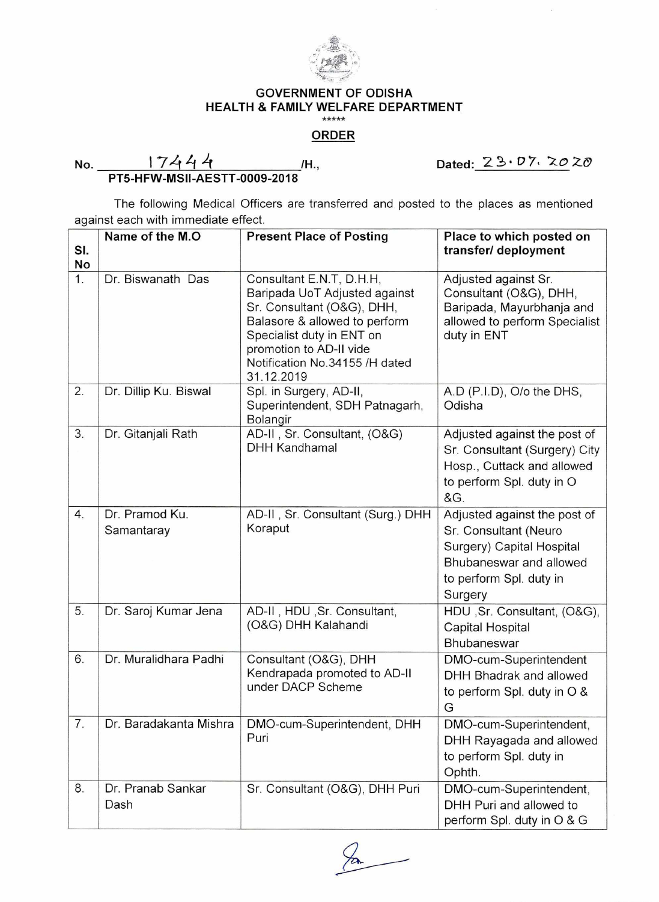**GOVERNMENT OF ODISHA**
**HEALTH & FAMILY WELFARE DEPARTMENT**

\*\*\*\*\*

**ORDER**

No. 17444 /H., Dated: 23.07.2020

**PT5-HFW-MSII-AESTT-0009-2018**

The following Medical Officers are transferred and posted to the places as mentioned against each with immediate effect.

| Sl. No | Name of the M.O | Present Place of Posting | Place to which posted on transfer/ deployment |
|---|---|---|---|
| 1. | Dr. Biswanath Das | Consultant E.N.T, D.H.H, Baripada UoT Adjusted against Sr. Consultant (O&G), DHH, Balasore & allowed to perform Specialist duty in ENT on promotion to AD-II vide Notification No.34155 /H dated 31.12.2019 | Adjusted against Sr. Consultant (O&G), DHH, Baripada, Mayurbhanja and allowed to perform Specialist duty in ENT |
| 2. | Dr. Dillip Ku. Biswal | Spl. in Surgery, AD-II, Superintendent, SDH Patnagarh, Bolangir | A.D (P.I.D), O/o the DHS, Odisha |
| 3. | Dr. Gitanjali Rath | AD-II , Sr. Consultant, (O&G) DHH Kandhamal | Adjusted against the post of Sr. Consultant (Surgery) City Hosp., Cuttack and allowed to perform Spl. duty in O &G. |
| 4. | Dr. Pramod Ku. Samantaray | AD-II , Sr. Consultant (Surg.) DHH Koraput | Adjusted against the post of Sr. Consultant (Neuro Surgery) Capital Hospital Bhubaneswar and allowed to perform Spl. duty in Surgery |
| 5. | Dr. Saroj Kumar Jena | AD-II , HDU ,Sr. Consultant, (O&G) DHH Kalahandi | HDU ,Sr. Consultant, (O&G), Capital Hospital Bhubaneswar |
| 6. | Dr. Muralidhara Padhi | Consultant (O&G), DHH Kendrapada promoted to AD-II under DACP Scheme | DMO-cum-Superintendent DHH Bhadrak and allowed to perform Spl. duty in O & G |
| 7. | Dr. Baradakanta Mishra | DMO-cum-Superintendent, DHH Puri | DMO-cum-Superintendent, DHH Rayagada and allowed to perform Spl. duty in Ophth. |
| 8. | Dr. Pranab Sankar Dash | Sr. Consultant (O&G), DHH Puri | DMO-cum-Superintendent, DHH Puri and allowed to perform Spl. duty in O & G |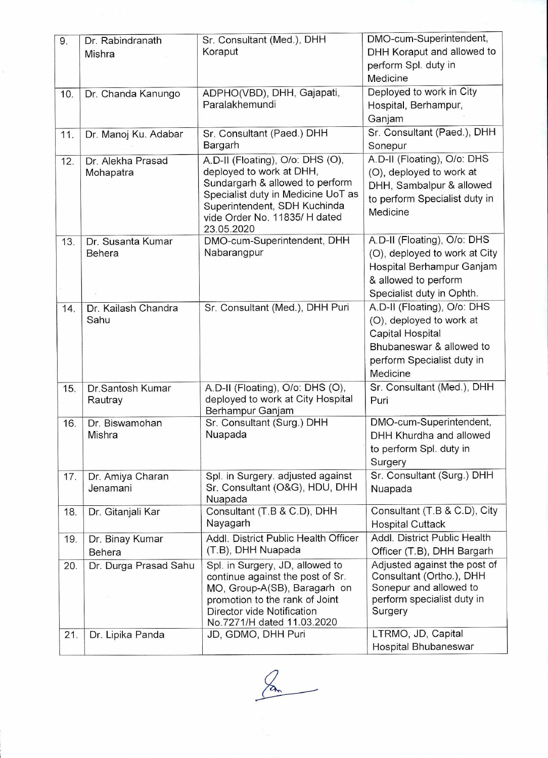| | | | |
|---|---|---|---|
| 9. | Dr. Rabindranath Mishra | Sr. Consultant (Med.), DHH Koraput | DMO-cum-Superintendent, DHH Koraput and allowed to perform Spl. duty in Medicine |
| 10. | Dr. Chanda Kanungo | ADPHO(VBD), DHH, Gajapati, Paralakhemundi | Deployed to work in City Hospital, Berhampur, Ganjam |
| 11. | Dr. Manoj Ku. Adabar | Sr. Consultant (Paed.) DHH Bargarh | Sr. Consultant (Paed.), DHH Sonepur |
| 12. | Dr. Alekha Prasad Mohapatra | A.D-II (Floating), O/o: DHS (O), deployed to work at DHH, Sundargarh & allowed to perform Specialist duty in Medicine UoT as Superintendent, SDH Kuchinda vide Order No. 11835/ H dated 23.05.2020 | A.D-II (Floating), O/o: DHS (O), deployed to work at DHH, Sambalpur & allowed to perform Specialist duty in Medicine |
| 13. | Dr. Susanta Kumar Behera | DMO-cum-Superintendent, DHH Nabarangpur | A.D-II (Floating), O/o: DHS (O), deployed to work at City Hospital Berhampur Ganjam & allowed to perform Specialist duty in Ophth. |
| 14. | Dr. Kailash Chandra Sahu | Sr. Consultant (Med.), DHH Puri | A.D-II (Floating), O/o: DHS (O), deployed to work at Capital Hospital Bhubaneswar & allowed to perform Specialist duty in Medicine |
| 15. | Dr.Santosh Kumar Rautray | A.D-II (Floating), O/o: DHS (O), deployed to work at City Hospital Berhampur Ganjam | Sr. Consultant (Med.), DHH Puri |
| 16. | Dr. Biswamohan Mishra | Sr. Consultant (Surg.) DHH Nuapada | DMO-cum-Superintendent, DHH Khurdha and allowed to perform Spl. duty in Surgery |
| 17. | Dr. Amiya Charan Jenamani | Spl. in Surgery. adjusted against Sr. Consultant (O&G), HDU, DHH Nuapada | Sr. Consultant (Surg.) DHH Nuapada |
| 18. | Dr. Gitanjali Kar | Consultant (T.B & C.D), DHH Nayagarh | Consultant (T.B & C.D), City Hospital Cuttack |
| 19. | Dr. Binay Kumar Behera | Addl. District Public Health Officer (T.B), DHH Nuapada | Addl. District Public Health Officer (T.B), DHH Bargarh |
| 20. | Dr. Durga Prasad Sahu | Spl. in Surgery, JD, allowed to continue against the post of Sr. MO, Group-A(SB), Baragarh on promotion to the rank of Joint Director vide Notification No.7271/H dated 11.03.2020 | Adjusted against the post of Consultant (Ortho.), DHH Sonepur and allowed to perform specialist duty in Surgery |
| 21. | Dr. Lipika Panda | JD, GDMO, DHH Puri | LTRMO, JD, Capital Hospital Bhubaneswar |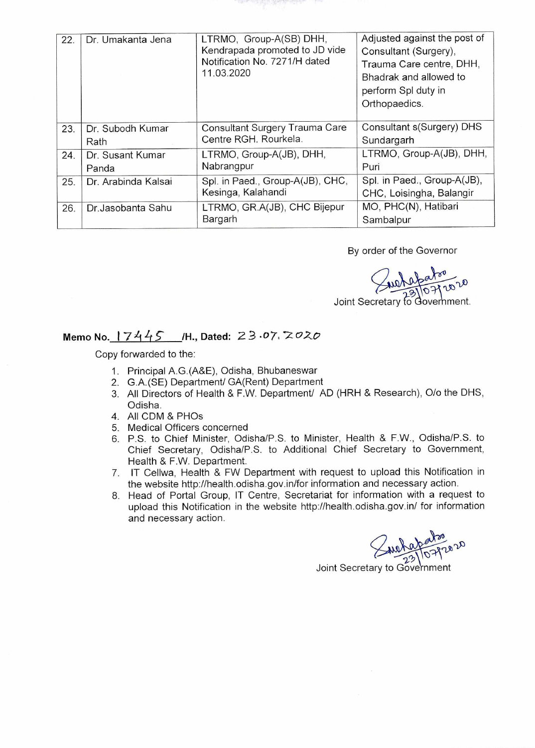| | | | |
|---|---|---|---|
| 22. | Dr. Umakanta Jena | LTRMO, Group-A(SB) DHH, Kendrapada promoted to JD vide Notification No. 7271/H dated 11.03.2020 | Adjusted against the post of Consultant (Surgery), Trauma Care centre, DHH, Bhadrak and allowed to perform Spl duty in Orthopaedics. |
| 23. | Dr. Subodh Kumar Rath | Consultant Surgery Trauma Care Centre RGH. Rourkela. | Consultant s(Surgery) DHS Sundargarh |
| 24. | Dr. Susant Kumar Panda | LTRMO, Group-A(JB), DHH, Nabrangpur | LTRMO, Group-A(JB), DHH, Puri |
| 25. | Dr. Arabinda Kalsai | Spl. in Paed., Group-A(JB), CHC, Kesinga, Kalahandi | Spl. in Paed., Group-A(JB), CHC, Loisingha, Balangir |
| 26. | Dr.Jasobanta Sahu | LTRMO, GR.A(JB), CHC Bijepur Bargarh | MO, PHC(N), Hatibari Sambalpur |

By order of the Governor

Sd/- 23/07/2020

Joint Secretary to Government.

**Memo No. 17445 /H., Dated: 23.07.2020**

Copy forwarded to the:

1. Principal A.G.(A&E), Odisha, Bhubaneswar
2. G.A.(SE) Department/ GA(Rent) Department
3. All Directors of Health & F.W. Department/ AD (HRH & Research), O/o the DHS, Odisha.
4. All CDM & PHOs
5. Medical Officers concerned
6. P.S. to Chief Minister, Odisha/P.S. to Minister, Health & F.W., Odisha/P.S. to Chief Secretary, Odisha/P.S. to Additional Chief Secretary to Government, Health & F.W. Department.
7. IT Cellwa, Health & FW Department with request to upload this Notification in the website http://health.odisha.gov.in/for information and necessary action.
8. Head of Portal Group, IT Centre, Secretariat for information with a request to upload this Notification in the website http://health.odisha.gov.in/ for information and necessary action.

Sd/- 23/07/2020

Joint Secretary to Government